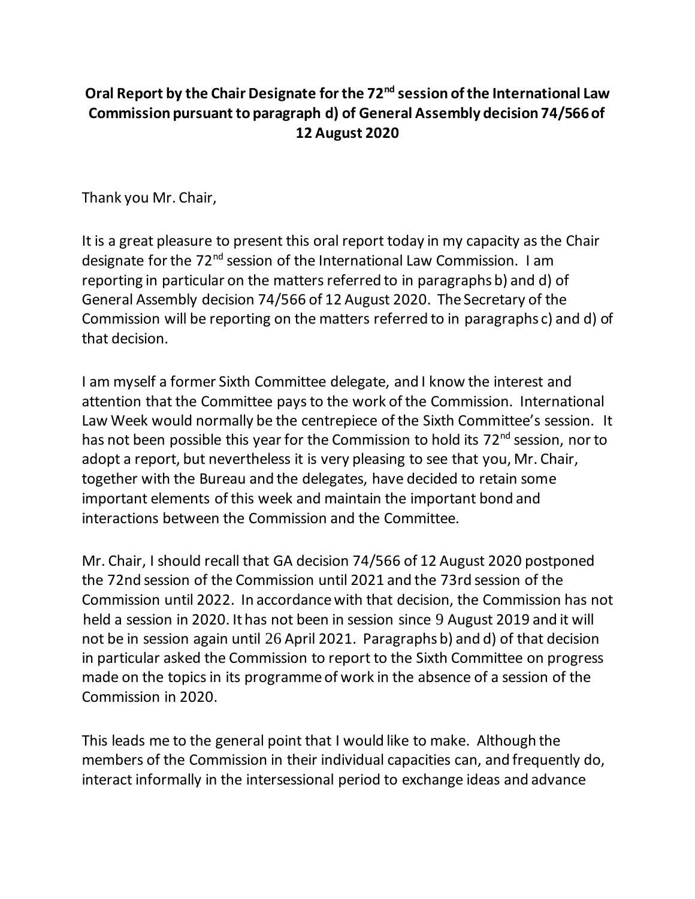**Oral Report by the Chair Designate for the 72nd session of the International Law Commission pursuant to paragraph d) of General Assembly decision 74/566 of 12 August 2020**

Thank you Mr. Chair,

It is a great pleasure to present this oral report today in my capacity as the Chair designate for the 72nd session of the International Law Commission. I am reporting in particular on the matters referred to in paragraphs b) and d) of General Assembly decision 74/566 of 12 August 2020. The Secretary of the Commission will be reporting on the matters referred to in paragraphs c) and d) of that decision.

I am myself a former Sixth Committee delegate, and I know the interest and attention that the Committee pays to the work of the Commission. International Law Week would normally be the centrepiece of the Sixth Committee's session. It has not been possible this year for the Commission to hold its 72nd session, nor to adopt a report, but nevertheless it is very pleasing to see that you, Mr. Chair, together with the Bureau and the delegates, have decided to retain some important elements of this week and maintain the important bond and interactions between the Commission and the Committee.

Mr. Chair, I should recall that GA decision 74/566 of 12 August 2020 postponed the 72nd session of the Commission until 2021 and the 73rd session of the Commission until 2022. In accordance with that decision, the Commission has not held a session in 2020. It has not been in session since 9 August 2019 and it will not be in session again until 26 April 2021. Paragraphs b) and d) of that decision in particular asked the Commission to report to the Sixth Committee on progress made on the topics in its programme of work in the absence of a session of the Commission in 2020.

This leads me to the general point that I would like to make. Although the members of the Commission in their individual capacities can, and frequently do, interact informally in the intersessional period to exchange ideas and advance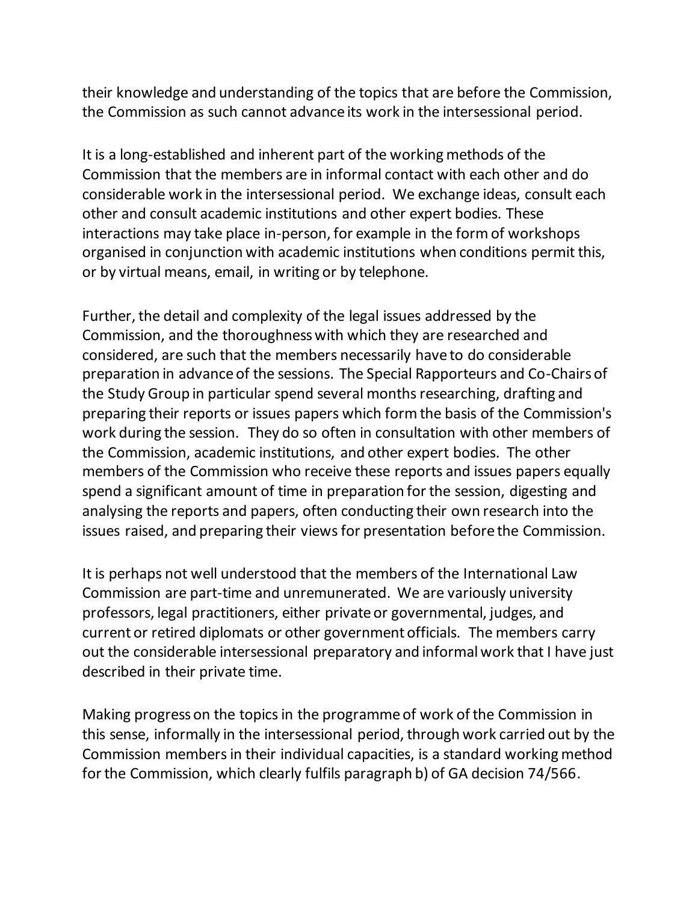their knowledge and understanding of the topics that are before the Commission, the Commission as such cannot advance its work in the intersessional period.

It is a long-established and inherent part of the working methods of the Commission that the members are in informal contact with each other and do considerable work in the intersessional period. We exchange ideas, consult each other and consult academic institutions and other expert bodies. These interactions may take place in-person, for example in the form of workshops organised in conjunction with academic institutions when conditions permit this, or by virtual means, email, in writing or by telephone.

Further, the detail and complexity of the legal issues addressed by the Commission, and the thoroughness with which they are researched and considered, are such that the members necessarily have to do considerable preparation in advance of the sessions. The Special Rapporteurs and Co-Chairs of the Study Group in particular spend several months researching, drafting and preparing their reports or issues papers which form the basis of the Commission's work during the session. They do so often in consultation with other members of the Commission, academic institutions, and other expert bodies. The other members of the Commission who receive these reports and issues papers equally spend a significant amount of time in preparation for the session, digesting and analysing the reports and papers, often conducting their own research into the issues raised, and preparing their views for presentation before the Commission.

It is perhaps not well understood that the members of the International Law Commission are part-time and unremunerated. We are variously university professors, legal practitioners, either private or governmental, judges, and current or retired diplomats or other government officials. The members carry out the considerable intersessional preparatory and informal work that I have just described in their private time.

Making progress on the topics in the programme of work of the Commission in this sense, informally in the intersessional period, through work carried out by the Commission members in their individual capacities, is a standard working method for the Commission, which clearly fulfils paragraph b) of GA decision 74/566.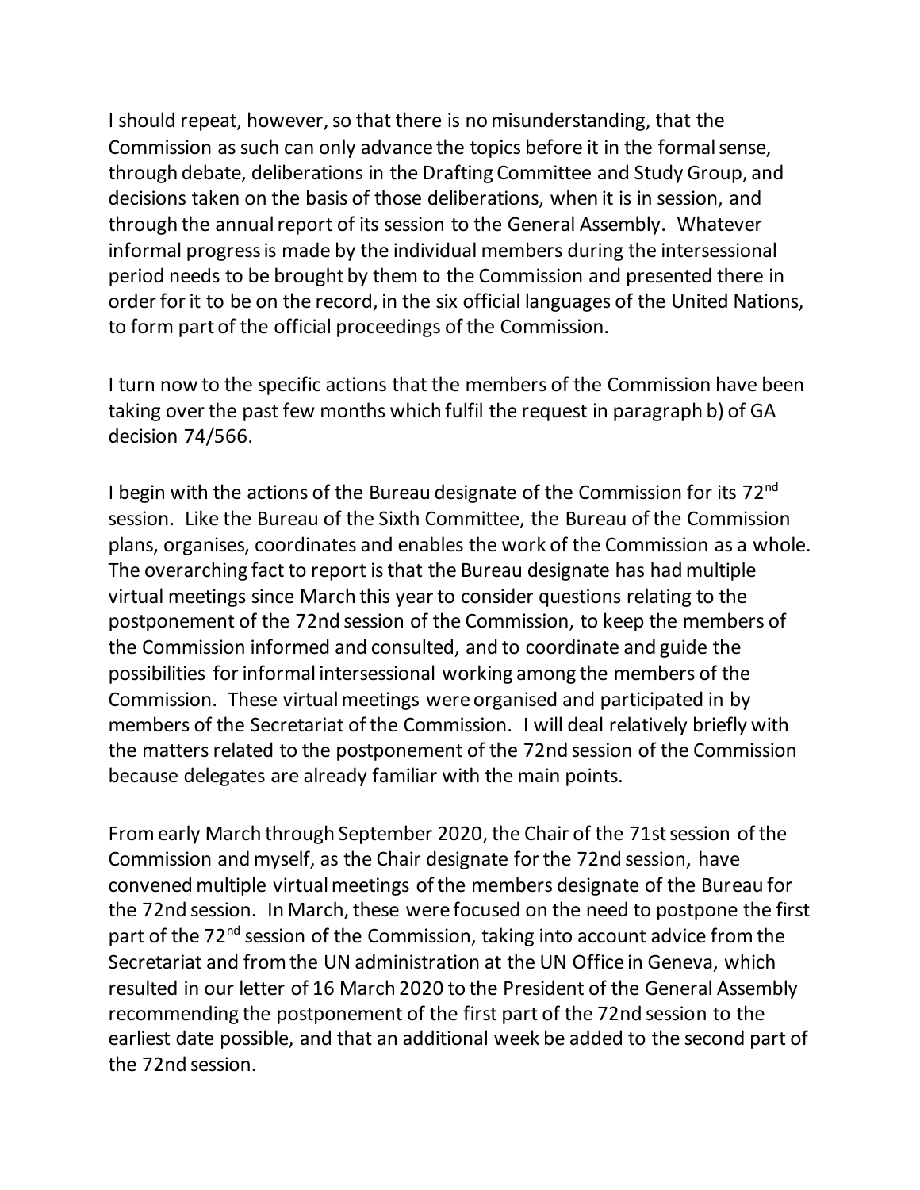I should repeat, however, so that there is no misunderstanding, that the Commission as such can only advance the topics before it in the formal sense, through debate, deliberations in the Drafting Committee and Study Group, and decisions taken on the basis of those deliberations, when it is in session, and through the annual report of its session to the General Assembly. Whatever informal progress is made by the individual members during the intersessional period needs to be brought by them to the Commission and presented there in order for it to be on the record, in the six official languages of the United Nations, to form part of the official proceedings of the Commission.

I turn now to the specific actions that the members of the Commission have been taking over the past few months which fulfil the request in paragraph b) of GA decision 74/566.

I begin with the actions of the Bureau designate of the Commission for its 72nd session. Like the Bureau of the Sixth Committee, the Bureau of the Commission plans, organises, coordinates and enables the work of the Commission as a whole. The overarching fact to report is that the Bureau designate has had multiple virtual meetings since March this year to consider questions relating to the postponement of the 72nd session of the Commission, to keep the members of the Commission informed and consulted, and to coordinate and guide the possibilities for informal intersessional working among the members of the Commission. These virtual meetings were organised and participated in by members of the Secretariat of the Commission. I will deal relatively briefly with the matters related to the postponement of the 72nd session of the Commission because delegates are already familiar with the main points.

From early March through September 2020, the Chair of the 71st session of the Commission and myself, as the Chair designate for the 72nd session, have convened multiple virtual meetings of the members designate of the Bureau for the 72nd session. In March, these were focused on the need to postpone the first part of the 72nd session of the Commission, taking into account advice from the Secretariat and from the UN administration at the UN Office in Geneva, which resulted in our letter of 16 March 2020 to the President of the General Assembly recommending the postponement of the first part of the 72nd session to the earliest date possible, and that an additional week be added to the second part of the 72nd session.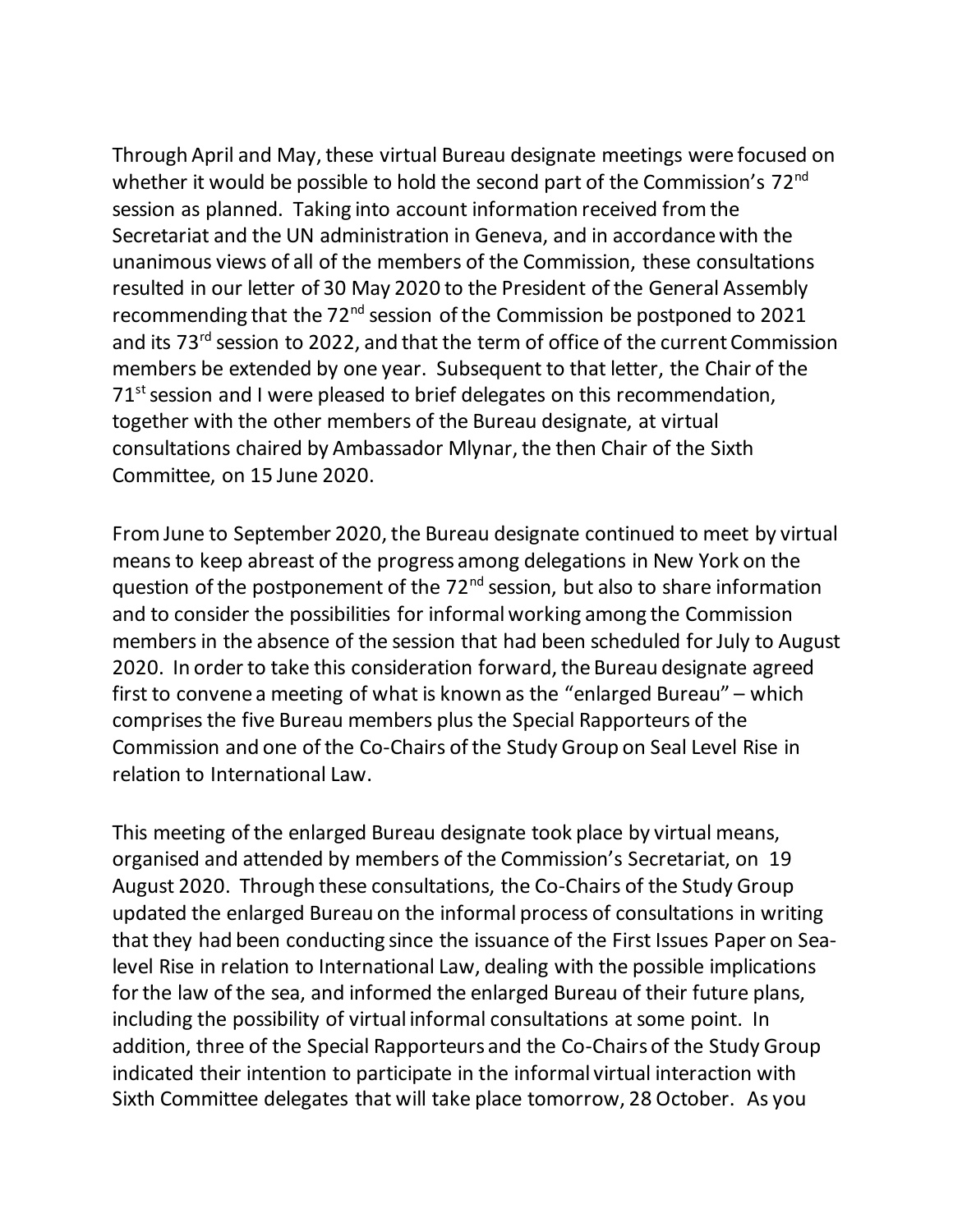Through April and May, these virtual Bureau designate meetings were focused on whether it would be possible to hold the second part of the Commission's 72nd session as planned. Taking into account information received from the Secretariat and the UN administration in Geneva, and in accordance with the unanimous views of all of the members of the Commission, these consultations resulted in our letter of 30 May 2020 to the President of the General Assembly recommending that the 72nd session of the Commission be postponed to 2021 and its 73rd session to 2022, and that the term of office of the current Commission members be extended by one year. Subsequent to that letter, the Chair of the 71st session and I were pleased to brief delegates on this recommendation, together with the other members of the Bureau designate, at virtual consultations chaired by Ambassador Mlynar, the then Chair of the Sixth Committee, on 15 June 2020.

From June to September 2020, the Bureau designate continued to meet by virtual means to keep abreast of the progress among delegations in New York on the question of the postponement of the 72nd session, but also to share information and to consider the possibilities for informal working among the Commission members in the absence of the session that had been scheduled for July to August 2020. In order to take this consideration forward, the Bureau designate agreed first to convene a meeting of what is known as the "enlarged Bureau" – which comprises the five Bureau members plus the Special Rapporteurs of the Commission and one of the Co-Chairs of the Study Group on Seal Level Rise in relation to International Law.

This meeting of the enlarged Bureau designate took place by virtual means, organised and attended by members of the Commission's Secretariat, on 19 August 2020. Through these consultations, the Co-Chairs of the Study Group updated the enlarged Bureau on the informal process of consultations in writing that they had been conducting since the issuance of the First Issues Paper on Sea-level Rise in relation to International Law, dealing with the possible implications for the law of the sea, and informed the enlarged Bureau of their future plans, including the possibility of virtual informal consultations at some point. In addition, three of the Special Rapporteurs and the Co-Chairs of the Study Group indicated their intention to participate in the informal virtual interaction with Sixth Committee delegates that will take place tomorrow, 28 October. As you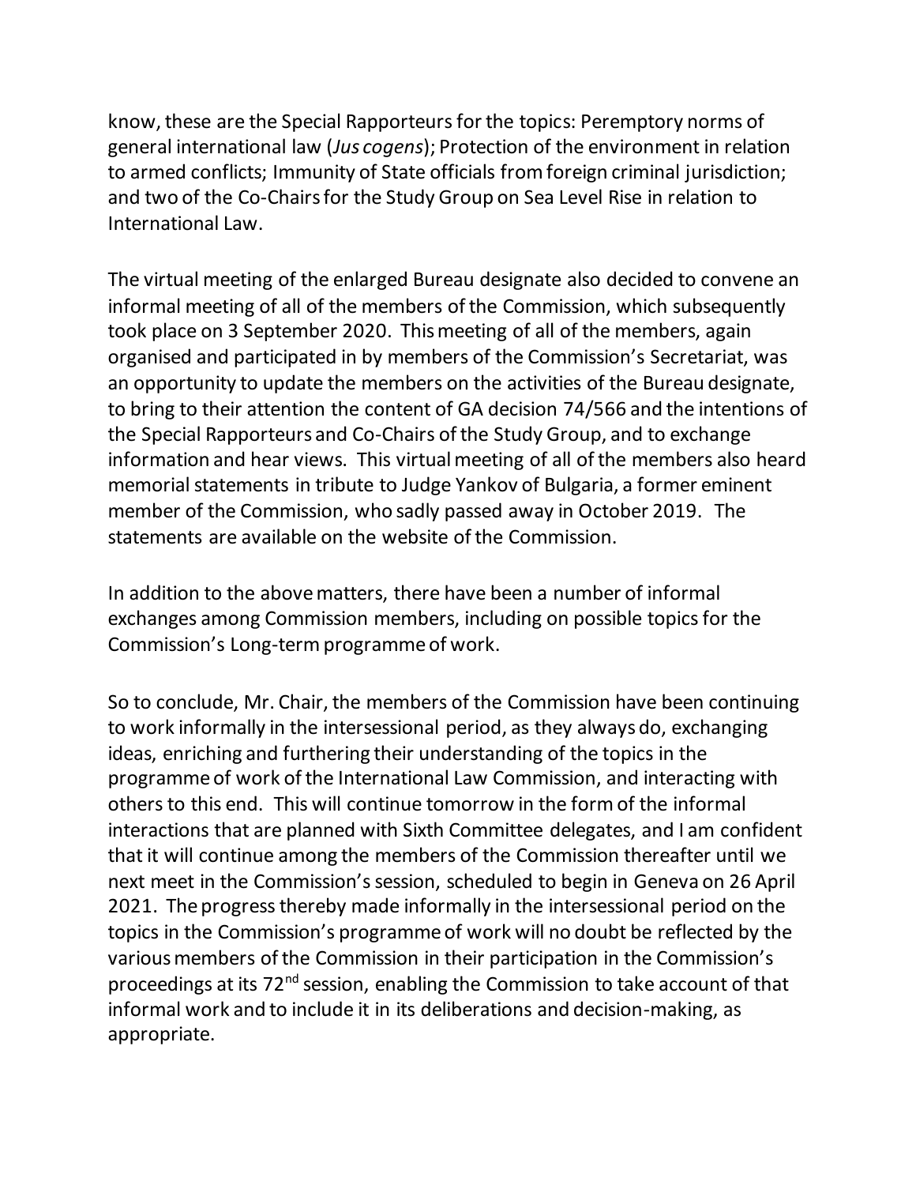know, these are the Special Rapporteurs for the topics: Peremptory norms of general international law (*Jus cogens*); Protection of the environment in relation to armed conflicts; Immunity of State officials from foreign criminal jurisdiction; and two of the Co-Chairs for the Study Group on Sea Level Rise in relation to International Law.

The virtual meeting of the enlarged Bureau designate also decided to convene an informal meeting of all of the members of the Commission, which subsequently took place on 3 September 2020. This meeting of all of the members, again organised and participated in by members of the Commission's Secretariat, was an opportunity to update the members on the activities of the Bureau designate, to bring to their attention the content of GA decision 74/566 and the intentions of the Special Rapporteurs and Co-Chairs of the Study Group, and to exchange information and hear views. This virtual meeting of all of the members also heard memorial statements in tribute to Judge Yankov of Bulgaria, a former eminent member of the Commission, who sadly passed away in October 2019. The statements are available on the website of the Commission.

In addition to the above matters, there have been a number of informal exchanges among Commission members, including on possible topics for the Commission's Long-term programme of work.

So to conclude, Mr. Chair, the members of the Commission have been continuing to work informally in the intersessional period, as they always do, exchanging ideas, enriching and furthering their understanding of the topics in the programme of work of the International Law Commission, and interacting with others to this end. This will continue tomorrow in the form of the informal interactions that are planned with Sixth Committee delegates, and I am confident that it will continue among the members of the Commission thereafter until we next meet in the Commission's session, scheduled to begin in Geneva on 26 April 2021. The progress thereby made informally in the intersessional period on the topics in the Commission's programme of work will no doubt be reflected by the various members of the Commission in their participation in the Commission's proceedings at its 72nd session, enabling the Commission to take account of that informal work and to include it in its deliberations and decision-making, as appropriate.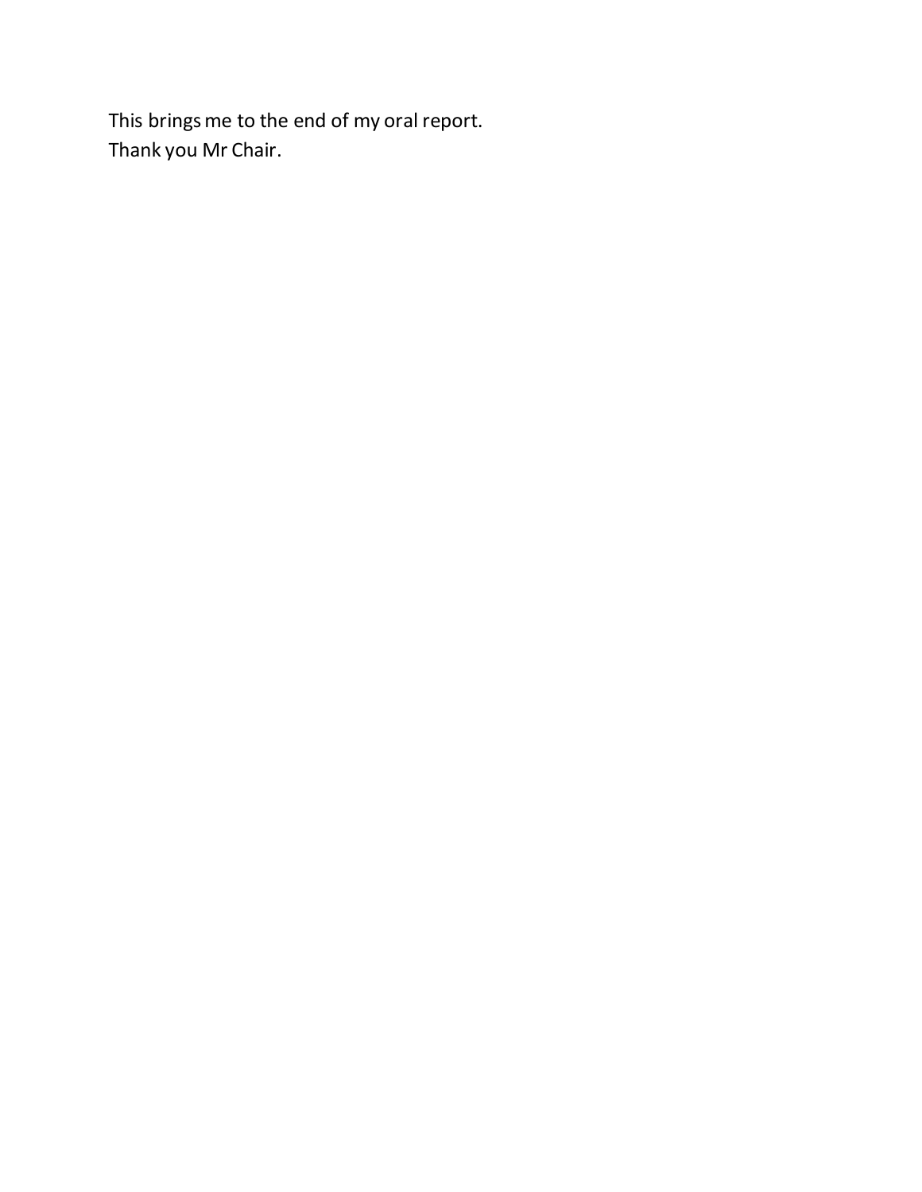This brings me to the end of my oral report.
Thank you Mr Chair.